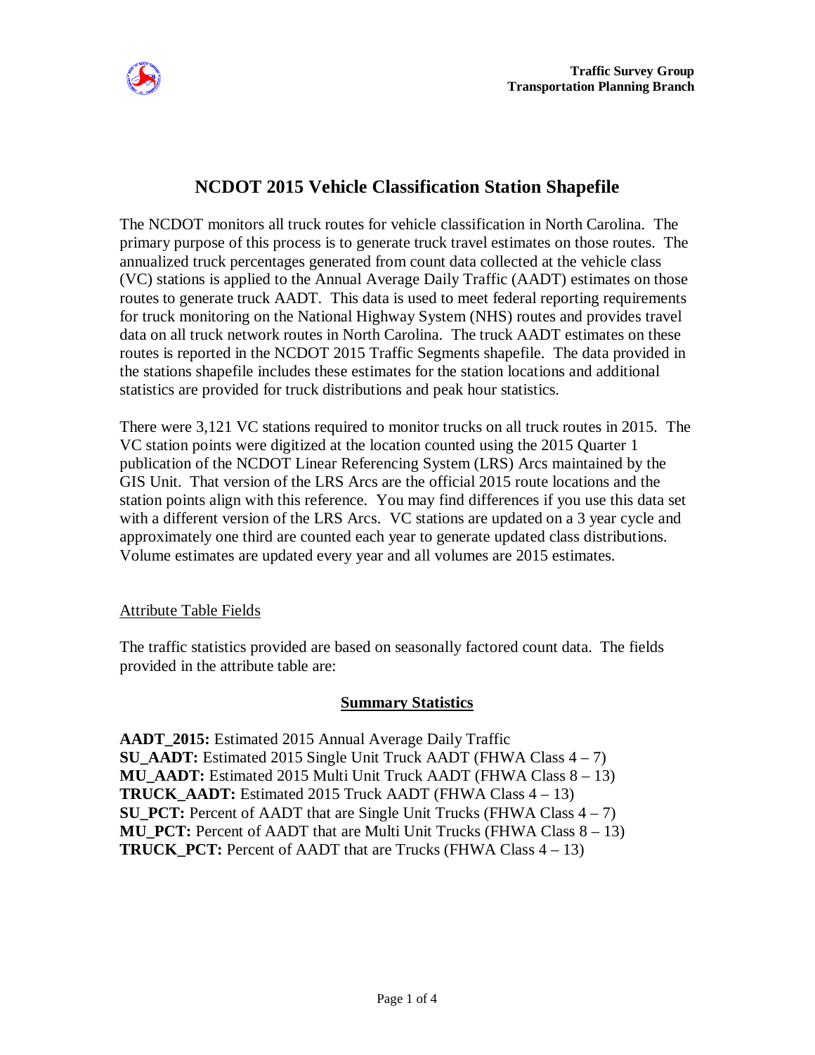Traffic Survey Group
Transportation Planning Branch

# NCDOT 2015 Vehicle Classification Station Shapefile

The NCDOT monitors all truck routes for vehicle classification in North Carolina. The primary purpose of this process is to generate truck travel estimates on those routes. The annualized truck percentages generated from count data collected at the vehicle class (VC) stations is applied to the Annual Average Daily Traffic (AADT) estimates on those routes to generate truck AADT. This data is used to meet federal reporting requirements for truck monitoring on the National Highway System (NHS) routes and provides travel data on all truck network routes in North Carolina. The truck AADT estimates on these routes is reported in the NCDOT 2015 Traffic Segments shapefile. The data provided in the stations shapefile includes these estimates for the station locations and additional statistics are provided for truck distributions and peak hour statistics.

There were 3,121 VC stations required to monitor trucks on all truck routes in 2015. The VC station points were digitized at the location counted using the 2015 Quarter 1 publication of the NCDOT Linear Referencing System (LRS) Arcs maintained by the GIS Unit. That version of the LRS Arcs are the official 2015 route locations and the station points align with this reference. You may find differences if you use this data set with a different version of the LRS Arcs. VC stations are updated on a 3 year cycle and approximately one third are counted each year to generate updated class distributions. Volume estimates are updated every year and all volumes are 2015 estimates.

## Attribute Table Fields

The traffic statistics provided are based on seasonally factored count data. The fields provided in the attribute table are:

### Summary Statistics

**AADT_2015:** Estimated 2015 Annual Average Daily Traffic
**SU_AADT:** Estimated 2015 Single Unit Truck AADT (FHWA Class 4 – 7)
**MU_AADT:** Estimated 2015 Multi Unit Truck AADT (FHWA Class 8 – 13)
**TRUCK_AADT:** Estimated 2015 Truck AADT (FHWA Class 4 – 13)
**SU_PCT:** Percent of AADT that are Single Unit Trucks (FHWA Class 4 – 7)
**MU_PCT:** Percent of AADT that are Multi Unit Trucks (FHWA Class 8 – 13)
**TRUCK_PCT:** Percent of AADT that are Trucks (FHWA Class 4 – 13)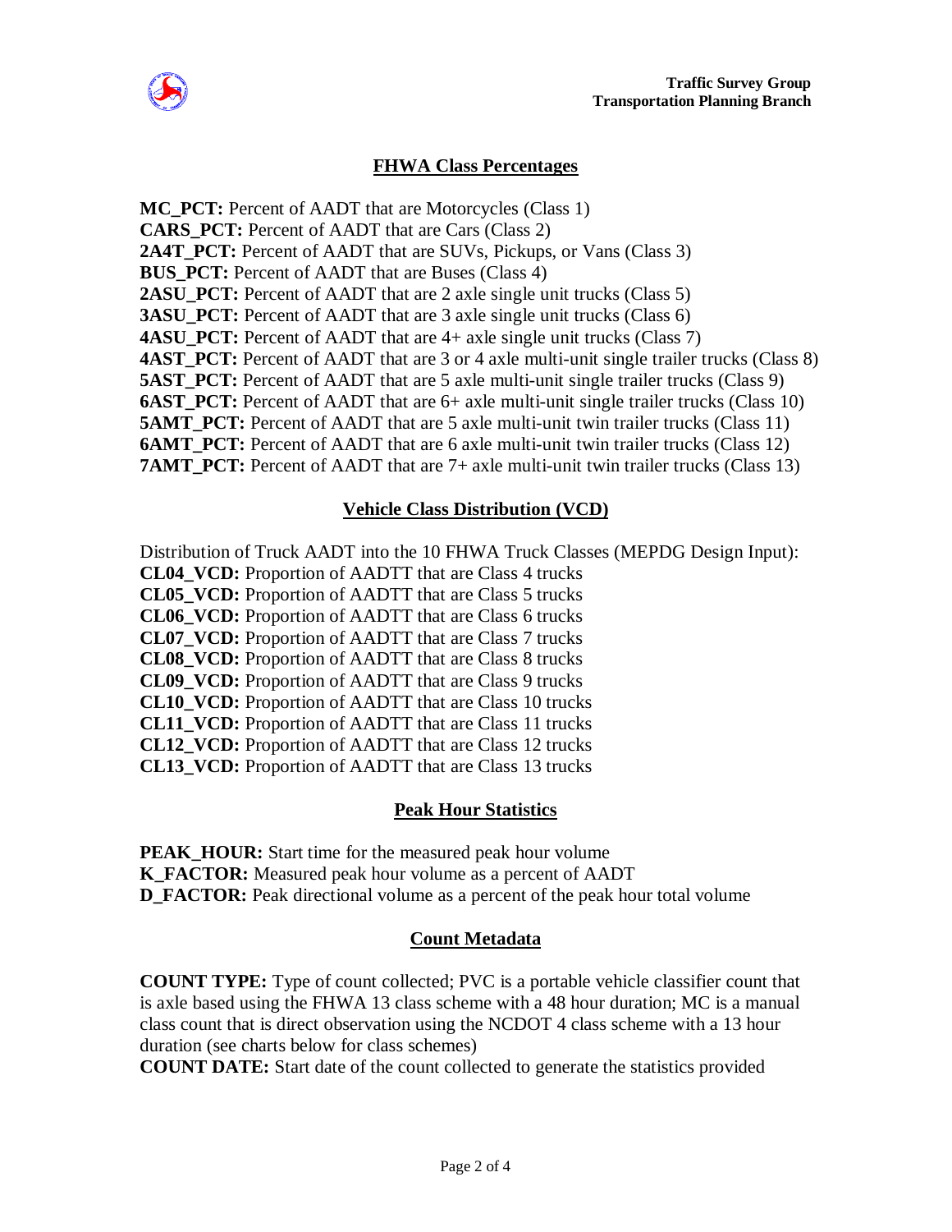## FHWA Class Percentages

**MC_PCT:** Percent of AADT that are Motorcycles (Class 1)
**CARS_PCT:** Percent of AADT that are Cars (Class 2)
**2A4T_PCT:** Percent of AADT that are SUVs, Pickups, or Vans (Class 3)
**BUS_PCT:** Percent of AADT that are Buses (Class 4)
**2ASU_PCT:** Percent of AADT that are 2 axle single unit trucks (Class 5)
**3ASU_PCT:** Percent of AADT that are 3 axle single unit trucks (Class 6)
**4ASU_PCT:** Percent of AADT that are 4+ axle single unit trucks (Class 7)
**4AST_PCT:** Percent of AADT that are 3 or 4 axle multi-unit single trailer trucks (Class 8)
**5AST_PCT:** Percent of AADT that are 5 axle multi-unit single trailer trucks (Class 9)
**6AST_PCT:** Percent of AADT that are 6+ axle multi-unit single trailer trucks (Class 10)
**5AMT_PCT:** Percent of AADT that are 5 axle multi-unit twin trailer trucks (Class 11)
**6AMT_PCT:** Percent of AADT that are 6 axle multi-unit twin trailer trucks (Class 12)
**7AMT_PCT:** Percent of AADT that are 7+ axle multi-unit twin trailer trucks (Class 13)

## Vehicle Class Distribution (VCD)

Distribution of Truck AADT into the 10 FHWA Truck Classes (MEPDG Design Input):
**CL04_VCD:** Proportion of AADTT that are Class 4 trucks
**CL05_VCD:** Proportion of AADTT that are Class 5 trucks
**CL06_VCD:** Proportion of AADTT that are Class 6 trucks
**CL07_VCD:** Proportion of AADTT that are Class 7 trucks
**CL08_VCD:** Proportion of AADTT that are Class 8 trucks
**CL09_VCD:** Proportion of AADTT that are Class 9 trucks
**CL10_VCD:** Proportion of AADTT that are Class 10 trucks
**CL11_VCD:** Proportion of AADTT that are Class 11 trucks
**CL12_VCD:** Proportion of AADTT that are Class 12 trucks
**CL13_VCD:** Proportion of AADTT that are Class 13 trucks

## Peak Hour Statistics

**PEAK_HOUR:** Start time for the measured peak hour volume
**K_FACTOR:** Measured peak hour volume as a percent of AADT
**D_FACTOR:** Peak directional volume as a percent of the peak hour total volume

## Count Metadata

**COUNT TYPE:** Type of count collected; PVC is a portable vehicle classifier count that is axle based using the FHWA 13 class scheme with a 48 hour duration; MC is a manual class count that is direct observation using the NCDOT 4 class scheme with a 13 hour duration (see charts below for class schemes)
**COUNT DATE:** Start date of the count collected to generate the statistics provided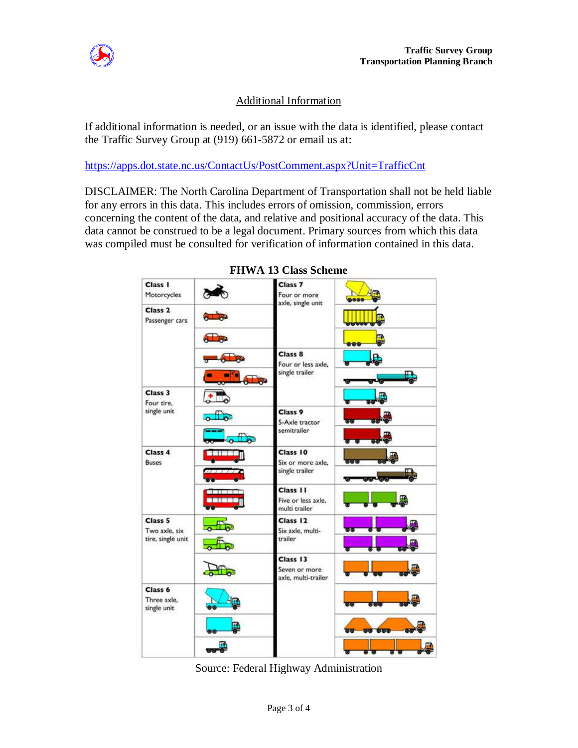## Additional Information

If additional information is needed, or an issue with the data is identified, please contact the Traffic Survey Group at (919) 661-5872 or email us at:

https://apps.dot.state.nc.us/ContactUs/PostComment.aspx?Unit=TrafficCnt

DISCLAIMER: The North Carolina Department of Transportation shall not be held liable for any errors in this data. This includes errors of omission, commission, errors concerning the content of the data, and relative and positional accuracy of the data. This data cannot be construed to be a legal document. Primary sources from which this data was compiled must be consulted for verification of information contained in this data.

**FHWA 13 Class Scheme**

| Class | Description |
|---|---|
| Class 1 | Motorcycles |
| Class 2 | Passenger cars |
| Class 3 | Four tire, single unit |
| Class 4 | Buses |
| Class 5 | Two axle, six tire, single unit |
| Class 6 | Three axle, single unit |
| Class 7 | Four or more axle, single unit |
| Class 8 | Four or less axle, single trailer |
| Class 9 | 5-Axle tractor semitrailer |
| Class 10 | Six or more axle, single trailer |
| Class 11 | Five or less axle, multi trailer |
| Class 12 | Six axle, multi-trailer |
| Class 13 | Seven or more axle, multi-trailer |

Source: Federal Highway Administration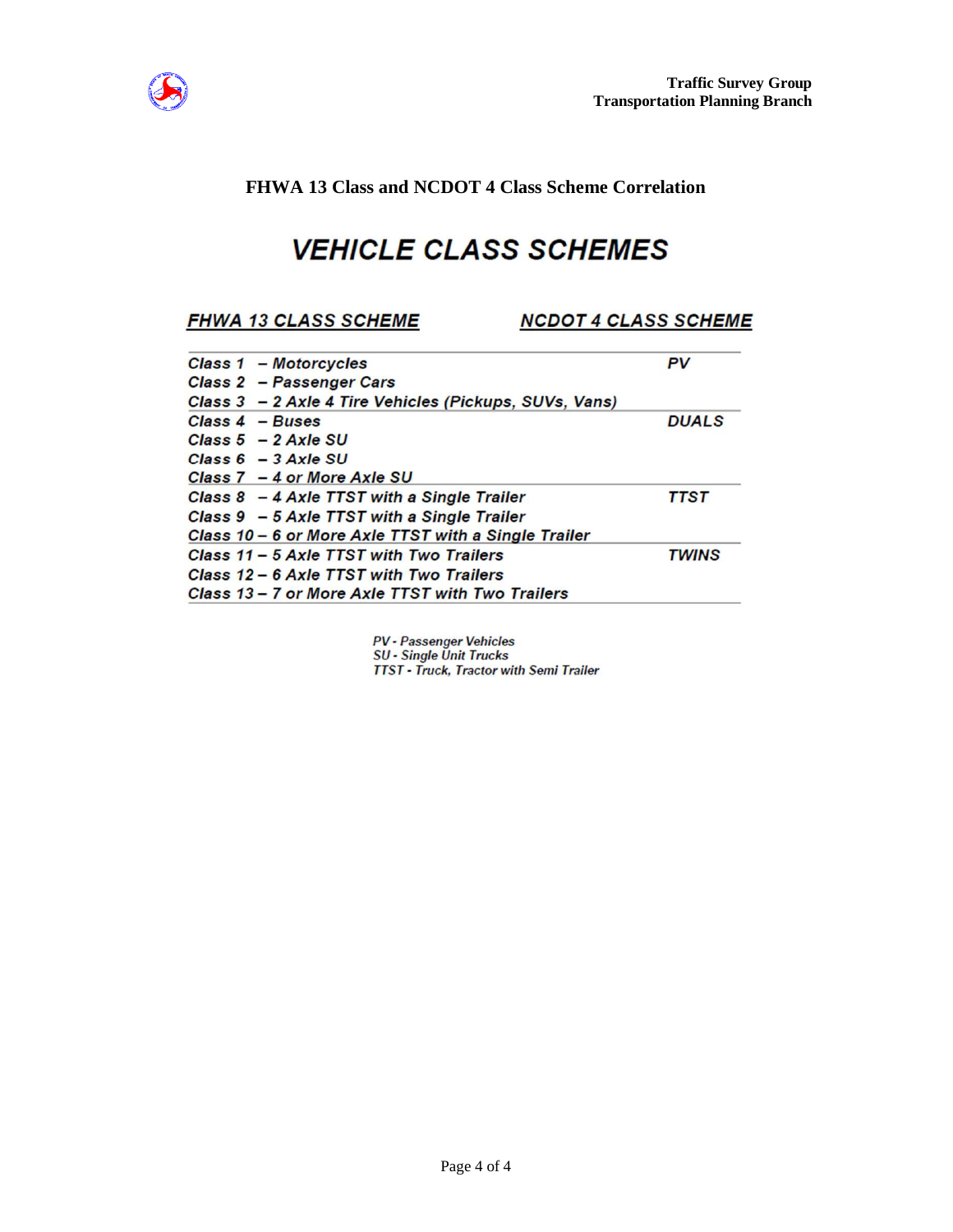**Traffic Survey Group**
**Transportation Planning Branch**

## FHWA 13 Class and NCDOT 4 Class Scheme Correlation

# *VEHICLE CLASS SCHEMES*

| ***FHWA 13 CLASS SCHEME*** | ***NCDOT 4 CLASS SCHEME*** |
|---|---|
| *Class 1 – Motorcycles* | ***PV*** |
| *Class 2 – Passenger Cars* | |
| *Class 3 – 2 Axle 4 Tire Vehicles (Pickups, SUVs, Vans)* | |
| *Class 4 – Buses* | ***DUALS*** |
| *Class 5 – 2 Axle SU* | |
| *Class 6 – 3 Axle SU* | |
| *Class 7 – 4 or More Axle SU* | |
| *Class 8 – 4 Axle TTST with a Single Trailer* | ***TTST*** |
| *Class 9 – 5 Axle TTST with a Single Trailer* | |
| *Class 10 – 6 or More Axle TTST with a Single Trailer* | |
| *Class 11 – 5 Axle TTST with Two Trailers* | ***TWINS*** |
| *Class 12 – 6 Axle TTST with Two Trailers* | |
| *Class 13 – 7 or More Axle TTST with Two Trailers* | |

*PV - Passenger Vehicles*
*SU - Single Unit Trucks*
*TTST - Truck, Tractor with Semi Trailer*